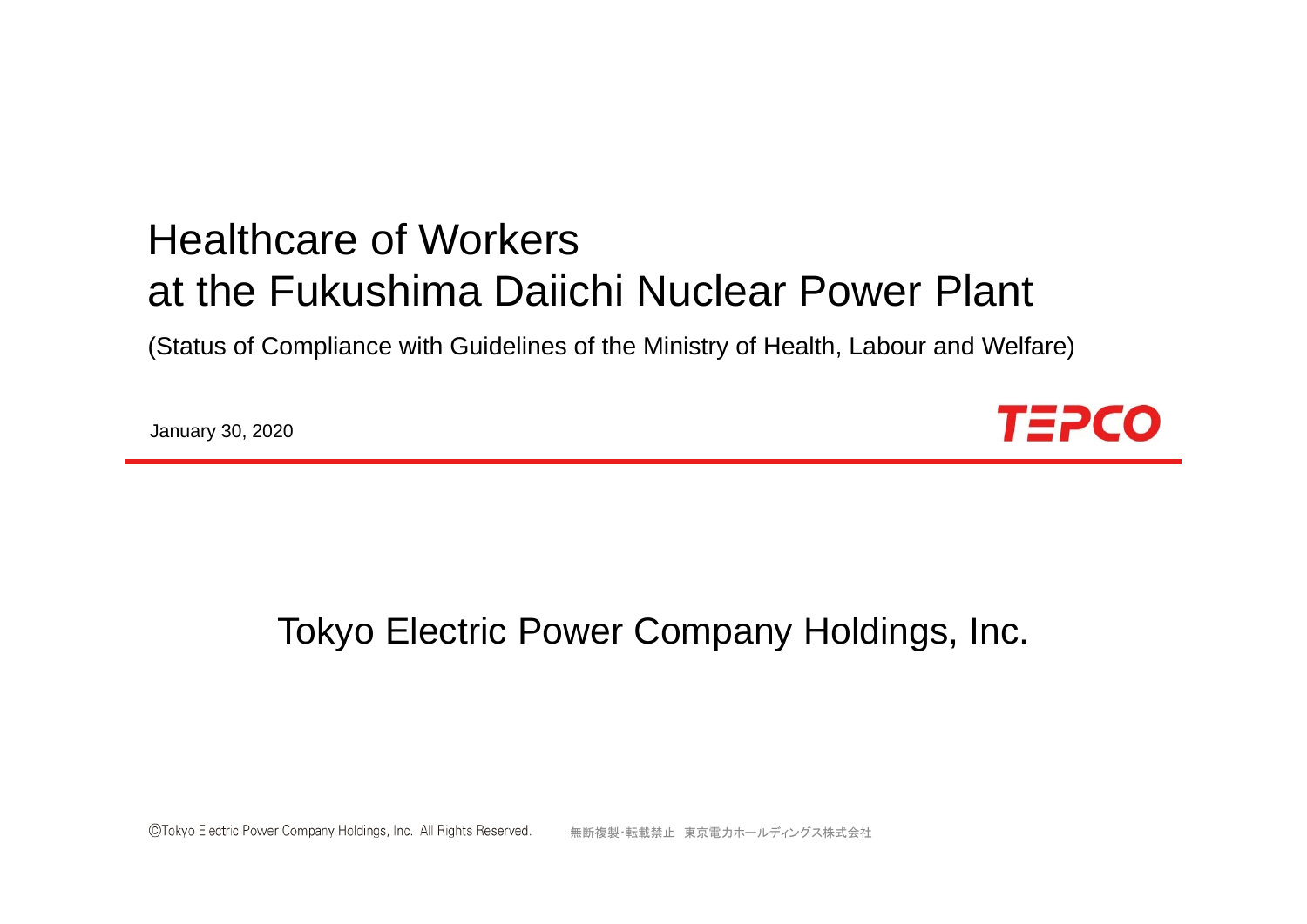# Healthcare of Workers at the Fukushima Daiichi Nuclear Power Plant

(Status of Compliance with Guidelines of the Ministry of Health, Labour and Welfare)

January 30, 2020

TEPCO

Tokyo Electric Power Company Holdings, Inc.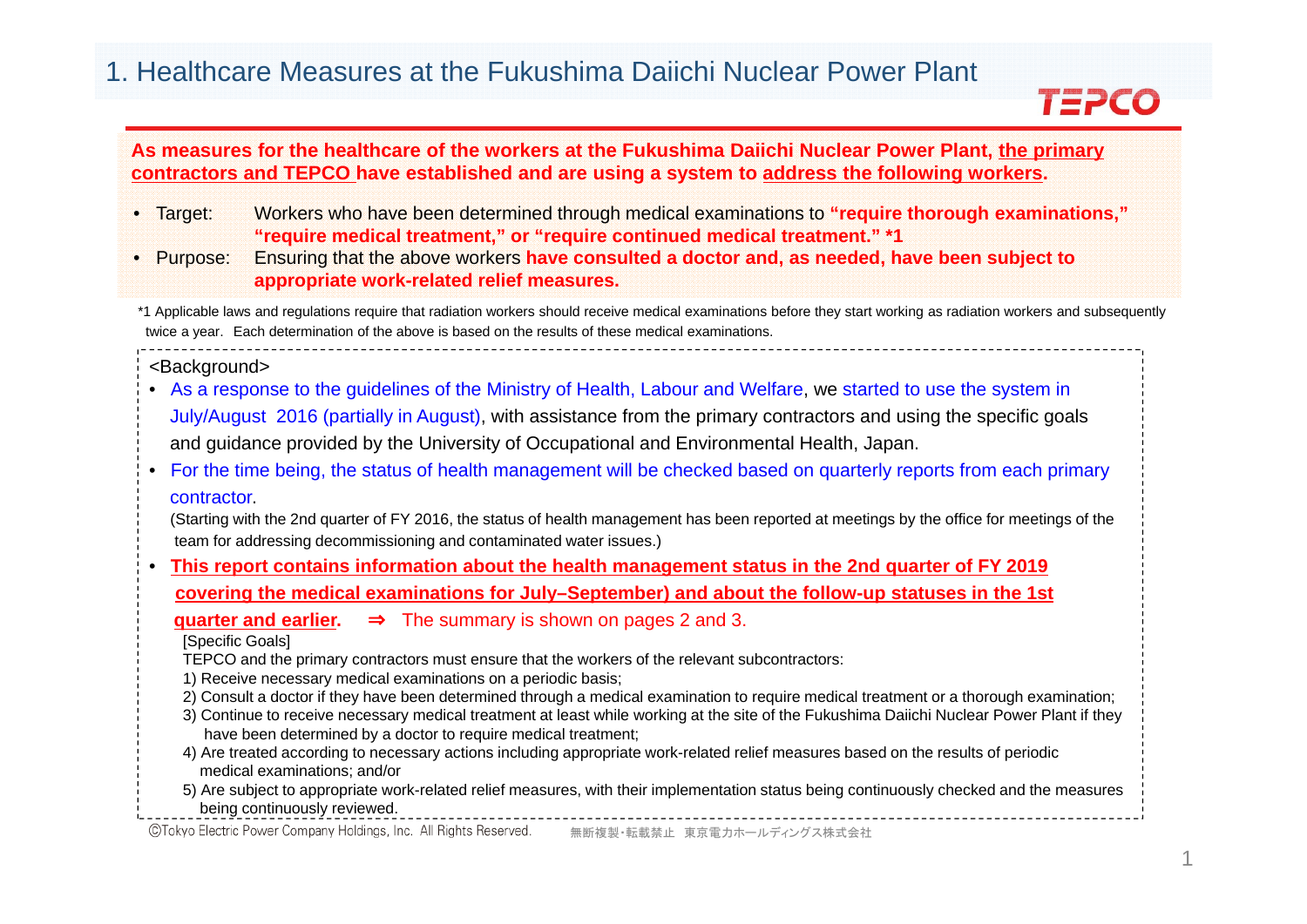# 1. Healthcare Measures at the Fukushima Daiichi Nuclear Power Plant

**As measures for the healthcare of the workers at the Fukushima Daiichi Nuclear Power Plant, the primary contractors and TEPCO have established and are using a system to address the following workers.**

- Target: Workers who have been determined through medical examinations to **"require thorough examinations," "require medical treatment," or "require continued medical treatment." *1**
- Purpose: Ensuring that the above workers **have consulted a doctor and, as needed, have been subject to appropriate work-related relief measures.**

*1 Applicable laws and regulations require that radiation workers should receive medical examinations before they start working as radiation workers and subsequently twice a year. Each determination of the above is based on the results of these medical examinations.

<Background>

- As a response to the guidelines of the Ministry of Health, Labour and Welfare, we started to use the system in July/August 2016 (partially in August), with assistance from the primary contractors and using the specific goals and guidance provided by the University of Occupational and Environmental Health, Japan.
- For the time being, the status of health management will be checked based on quarterly reports from each primary contractor.
  (Starting with the 2nd quarter of FY 2016, the status of health management has been reported at meetings by the office for meetings of the team for addressing decommissioning and contaminated water issues.)
- **This report contains information about the health management status in the 2nd quarter of FY 2019 covering the medical examinations for July–September) and about the follow-up statuses in the 1st quarter and earlier.** ⇒ The summary is shown on pages 2 and 3.

  [Specific Goals]
  TEPCO and the primary contractors must ensure that the workers of the relevant subcontractors:
  1) Receive necessary medical examinations on a periodic basis;
  2) Consult a doctor if they have been determined through a medical examination to require medical treatment or a thorough examination;
  3) Continue to receive necessary medical treatment at least while working at the site of the Fukushima Daiichi Nuclear Power Plant if they have been determined by a doctor to require medical treatment;
  4) Are treated according to necessary actions including appropriate work-related relief measures based on the results of periodic medical examinations; and/or
  5) Are subject to appropriate work-related relief measures, with their implementation status being continuously checked and the measures being continuously reviewed.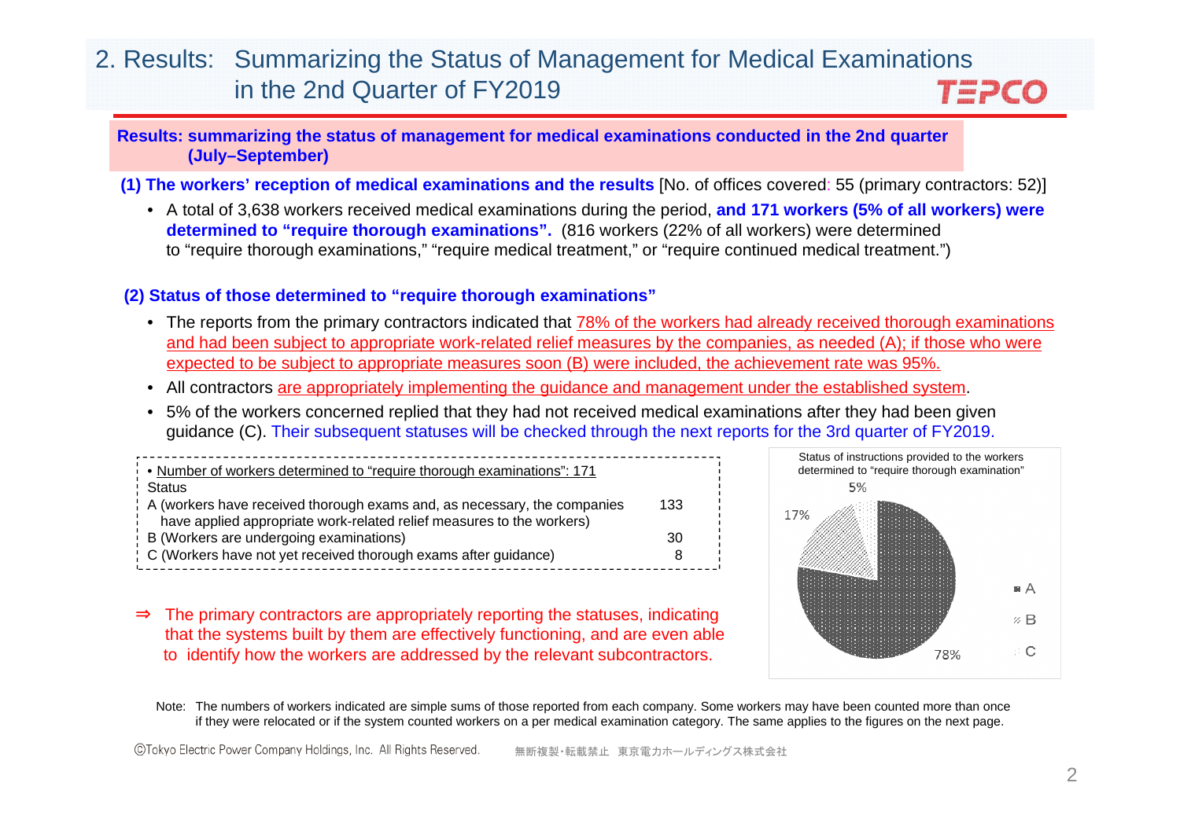# 2. Results: Summarizing the Status of Management for Medical Examinations in the 2nd Quarter of FY2019

**Results: summarizing the status of management for medical examinations conducted in the 2nd quarter (July–September)**

**(1) The workers' reception of medical examinations and the results** [No. of offices covered: 55 (primary contractors: 52)]

- A total of 3,638 workers received medical examinations during the period, **and 171 workers (5% of all workers) were determined to "require thorough examinations".** (816 workers (22% of all workers) were determined to "require thorough examinations," "require medical treatment," or "require continued medical treatment.")

**(2) Status of those determined to "require thorough examinations"**

- The reports from the primary contractors indicated that 78% of the workers had already received thorough examinations and had been subject to appropriate work-related relief measures by the companies, as needed (A); if those who were expected to be subject to appropriate measures soon (B) were included, the achievement rate was 95%.
- All contractors are appropriately implementing the guidance and management under the established system.
- 5% of the workers concerned replied that they had not received medical examinations after they had been given guidance (C). Their subsequent statuses will be checked through the next reports for the 3rd quarter of FY2019.

• Number of workers determined to "require thorough examinations": 171

| Status | |
|---|---|
| A (workers have received thorough exams and, as necessary, the companies have applied appropriate work-related relief measures to the workers) | 133 |
| B (Workers are undergoing examinations) | 30 |
| C (Workers have not yet received thorough exams after guidance) | 8 |

Status of instructions provided to the workers determined to "require thorough examination"

| | % |
|---|---|
| A | 78% |
| B | 17% |
| C | 5% |

⇒ The primary contractors are appropriately reporting the statuses, indicating that the systems built by them are effectively functioning, and are even able to identify how the workers are addressed by the relevant subcontractors.

Note: The numbers of workers indicated are simple sums of those reported from each company. Some workers may have been counted more than once if they were relocated or if the system counted workers on a per medical examination category. The same applies to the figures on the next page.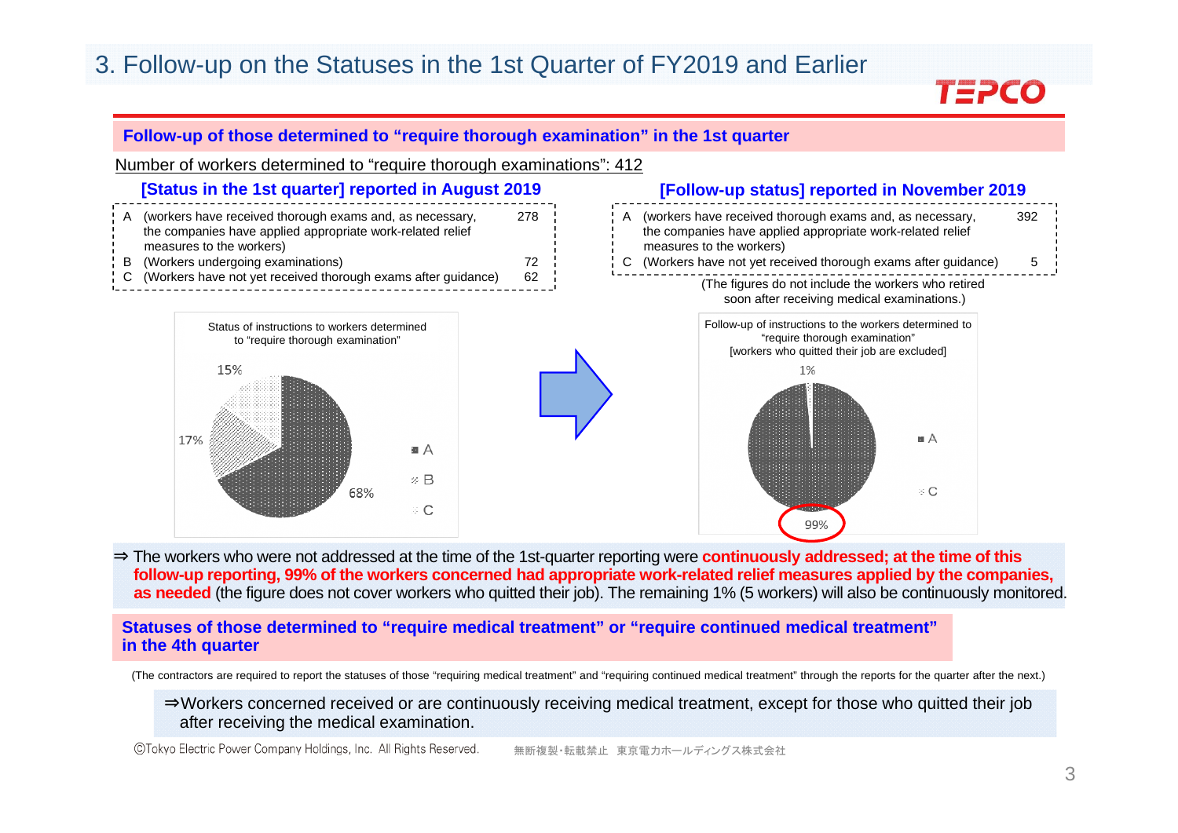# 3. Follow-up on the Statuses in the 1st Quarter of FY2019 and Earlier

## Follow-up of those determined to "require thorough examination" in the 1st quarter

Number of workers determined to "require thorough examinations": 412

**[Status in the 1st quarter] reported in August 2019**

| | | |
|---|---|---|
| A | (workers have received thorough exams and, as necessary, the companies have applied appropriate work-related relief measures to the workers) | 278 |
| B | (Workers undergoing examinations) | 72 |
| C | (Workers have not yet received thorough exams after guidance) | 62 |

Status of instructions to workers determined to "require thorough examination"

15%
17%
68%
A
B
C

**[Follow-up status] reported in November 2019**

| | | |
|---|---|---|
| A | (workers have received thorough exams and, as necessary, the companies have applied appropriate work-related relief measures to the workers) | 392 |
| C | (Workers have not yet received thorough exams after guidance) | 5 |

(The figures do not include the workers who retired soon after receiving medical examinations.)

Follow-up of instructions to the workers determined to "require thorough examination" [workers who quitted their job are excluded]

1%
99%
A
C

⇒ The workers who were not addressed at the time of the 1st-quarter reporting were **continuously addressed; at the time of this follow-up reporting, 99% of the workers concerned had appropriate work-related relief measures applied by the companies, as needed** (the figure does not cover workers who quitted their job). The remaining 1% (5 workers) will also be continuously monitored.

## Statuses of those determined to "require medical treatment" or "require continued medical treatment" in the 4th quarter

(The contractors are required to report the statuses of those "requiring medical treatment" and "requiring continued medical treatment" through the reports for the quarter after the next.)

⇒Workers concerned received or are continuously receiving medical treatment, except for those who quitted their job after receiving the medical examination.

©Tokyo Electric Power Company Holdings, Inc. All Rights Reserved. 無断複製・転載禁止 東京電力ホールディングス株式会社